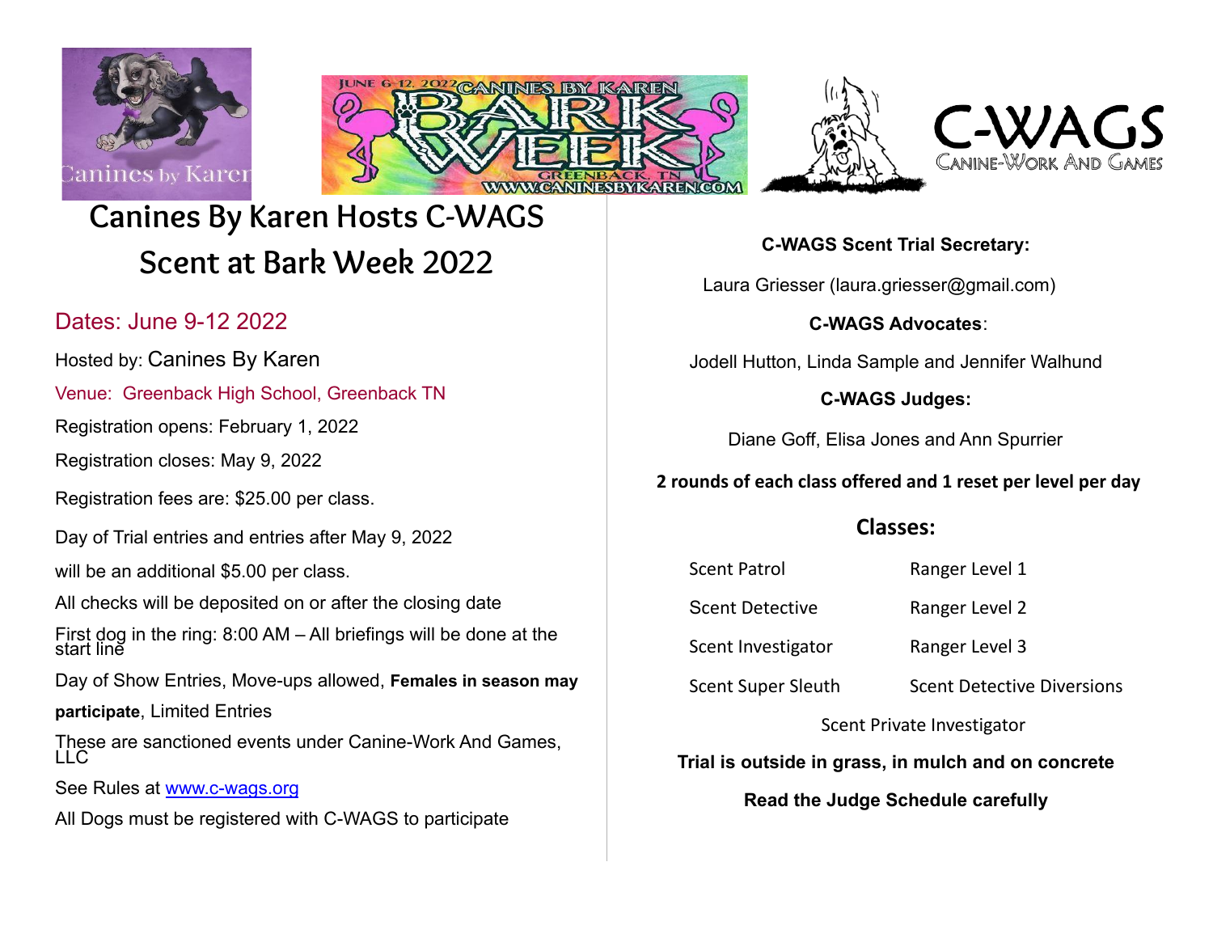# Canines By Karen Hosts C-WAGS Scent at Bark Week 2022

Dates: June 9-12 2022

Hosted by: Canines By Karen

Venue: Greenback High School, Greenback TN

Registration opens: February 1, 2022

Registration closes: May 9, 2022

Registration fees are: $25.00 per class.

Day of Trial entries and entries after May 9, 2022 will be an additional $5.00 per class.

All checks will be deposited on or after the closing date

First dog in the ring: 8:00 AM – All briefings will be done at the start line

Day of Show Entries, Move-ups allowed, **Females in season may participate**, Limited Entries

These are sanctioned events under Canine-Work And Games, LLC

See Rules at [www.c-wags.org](www.c-wags.org)

All Dogs must be registered with C-WAGS to participate

**C-WAGS Scent Trial Secretary:**

Laura Griesser (laura.griesser@gmail.com)

**C-WAGS Advocates**:

Jodell Hutton, Linda Sample and Jennifer Walhund

**C-WAGS Judges:**

Diane Goff, Elisa Jones and Ann Spurrier

**2 rounds of each class offered and 1 reset per level per day**

## Classes:

| | |
|---|---|
| Scent Patrol | Ranger Level 1 |
| Scent Detective | Ranger Level 2 |
| Scent Investigator | Ranger Level 3 |
| Scent Super Sleuth | Scent Detective Diversions |
| Scent Private Investigator | |

**Trial is outside in grass, in mulch and on concrete**

**Read the Judge Schedule carefully**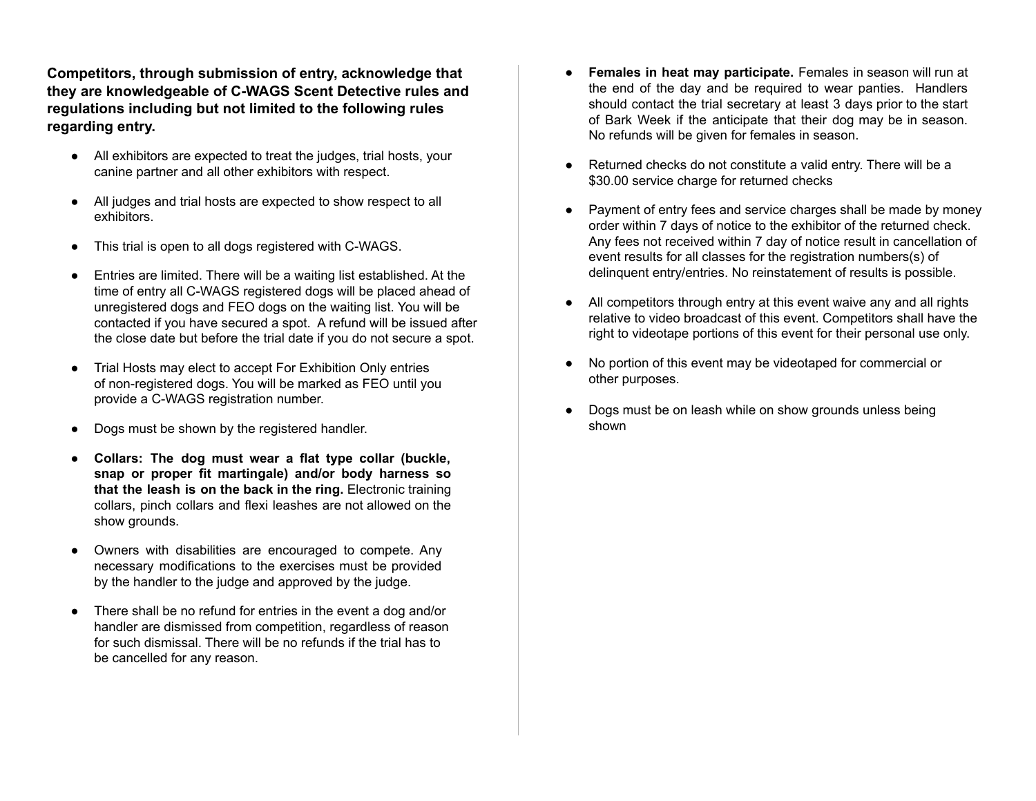**Competitors, through submission of entry, acknowledge that they are knowledgeable of C-WAGS Scent Detective rules and regulations including but not limited to the following rules regarding entry.**

- All exhibitors are expected to treat the judges, trial hosts, your canine partner and all other exhibitors with respect.
- All judges and trial hosts are expected to show respect to all exhibitors.
- This trial is open to all dogs registered with C-WAGS.
- Entries are limited. There will be a waiting list established. At the time of entry all C-WAGS registered dogs will be placed ahead of unregistered dogs and FEO dogs on the waiting list. You will be contacted if you have secured a spot. A refund will be issued after the close date but before the trial date if you do not secure a spot.
- Trial Hosts may elect to accept For Exhibition Only entries of non-registered dogs. You will be marked as FEO until you provide a C-WAGS registration number.
- Dogs must be shown by the registered handler.
- **Collars: The dog must wear a flat type collar (buckle, snap or proper fit martingale) and/or body harness so that the leash is on the back in the ring.** Electronic training collars, pinch collars and flexi leashes are not allowed on the show grounds.
- Owners with disabilities are encouraged to compete. Any necessary modifications to the exercises must be provided by the handler to the judge and approved by the judge.
- There shall be no refund for entries in the event a dog and/or handler are dismissed from competition, regardless of reason for such dismissal. There will be no refunds if the trial has to be cancelled for any reason.
- **Females in heat may participate.** Females in season will run at the end of the day and be required to wear panties. Handlers should contact the trial secretary at least 3 days prior to the start of Bark Week if the anticipate that their dog may be in season. No refunds will be given for females in season.
- Returned checks do not constitute a valid entry. There will be a $30.00 service charge for returned checks
- Payment of entry fees and service charges shall be made by money order within 7 days of notice to the exhibitor of the returned check. Any fees not received within 7 day of notice result in cancellation of event results for all classes for the registration numbers(s) of delinquent entry/entries. No reinstatement of results is possible.
- All competitors through entry at this event waive any and all rights relative to video broadcast of this event. Competitors shall have the right to videotape portions of this event for their personal use only.
- No portion of this event may be videotaped for commercial or other purposes.
- Dogs must be on leash while on show grounds unless being shown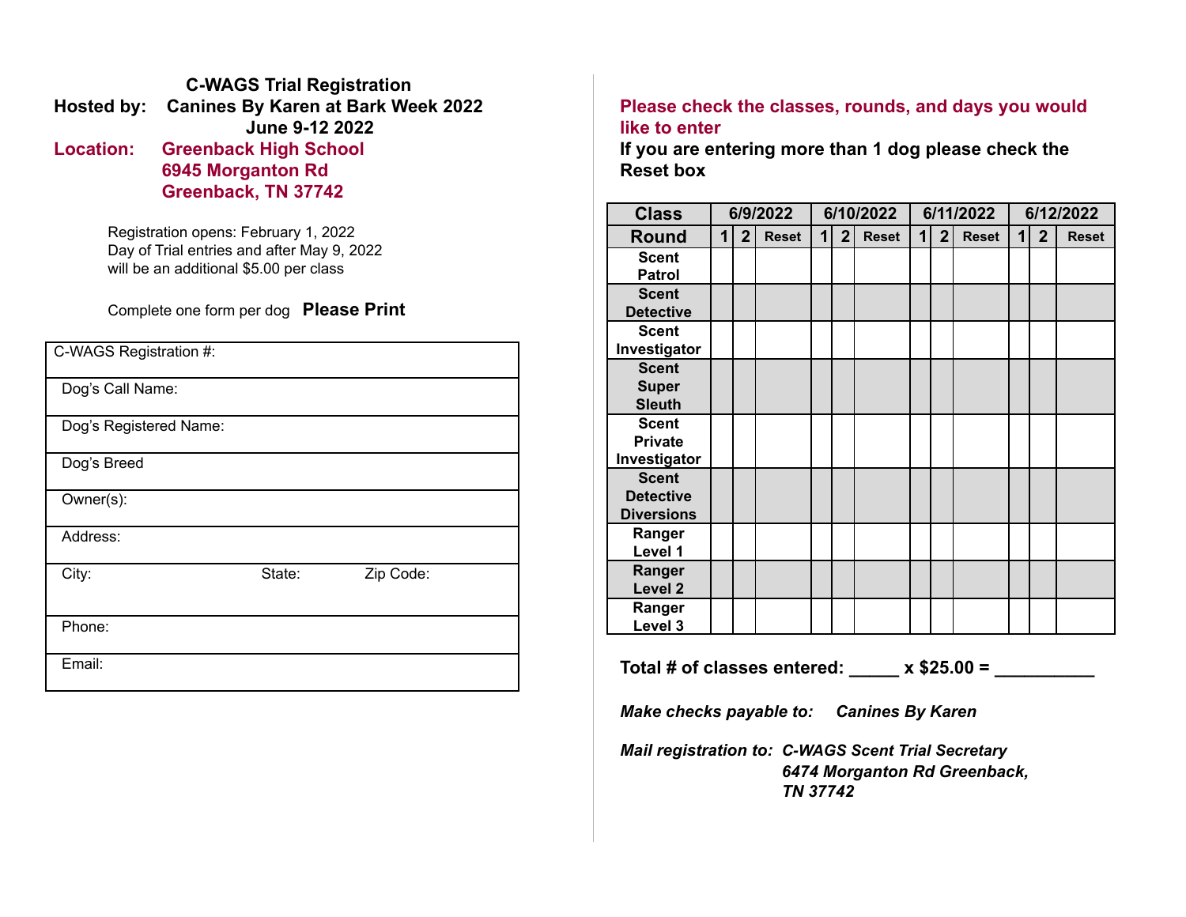# C-WAGS Trial Registration

**Hosted by: Canines By Karen at Bark Week 2022**
**June 9-12 2022**

**Location: Greenback High School**
**6945 Morganton Rd**
**Greenback, TN 37742**

Registration opens: February 1, 2022
Day of Trial entries and after May 9, 2022
will be an additional $5.00 per class

Complete one form per dog **Please Print**

| C-WAGS Registration #: | | |
|---|---|---|
| Dog's Call Name: | | |
| Dog's Registered Name: | | |
| Dog's Breed | | |
| Owner(s): | | |
| Address: | | |
| City: | State: | Zip Code: |
| Phone: | | |
| Email: | | |

**Please check the classes, rounds, and days you would like to enter**
**If you are entering more than 1 dog please check the Reset box**

| Class | 6/9/2022 | | | 6/10/2022 | | | 6/11/2022 | | | 6/12/2022 | | |
|---|---|---|---|---|---|---|---|---|---|---|---|---|
| Round | 1 | 2 | Reset | 1 | 2 | Reset | 1 | 2 | Reset | 1 | 2 | Reset |
| Scent Patrol | | | | | | | | | | | | |
| Scent Detective | | | | | | | | | | | | |
| Scent Investigator | | | | | | | | | | | | |
| Scent Super Sleuth | | | | | | | | | | | | |
| Scent Private Investigator | | | | | | | | | | | | |
| Scent Detective Diversions | | | | | | | | | | | | |
| Ranger Level 1 | | | | | | | | | | | | |
| Ranger Level 2 | | | | | | | | | | | | |
| Ranger Level 3 | | | | | | | | | | | | |

**Total # of classes entered: _____ x $25.00 = __________**

***Make checks payable to:*** ***Canines By Karen***

***Mail registration to:*** ***C-WAGS Scent Trial Secretary***
***6474 Morganton Rd Greenback, TN 37742***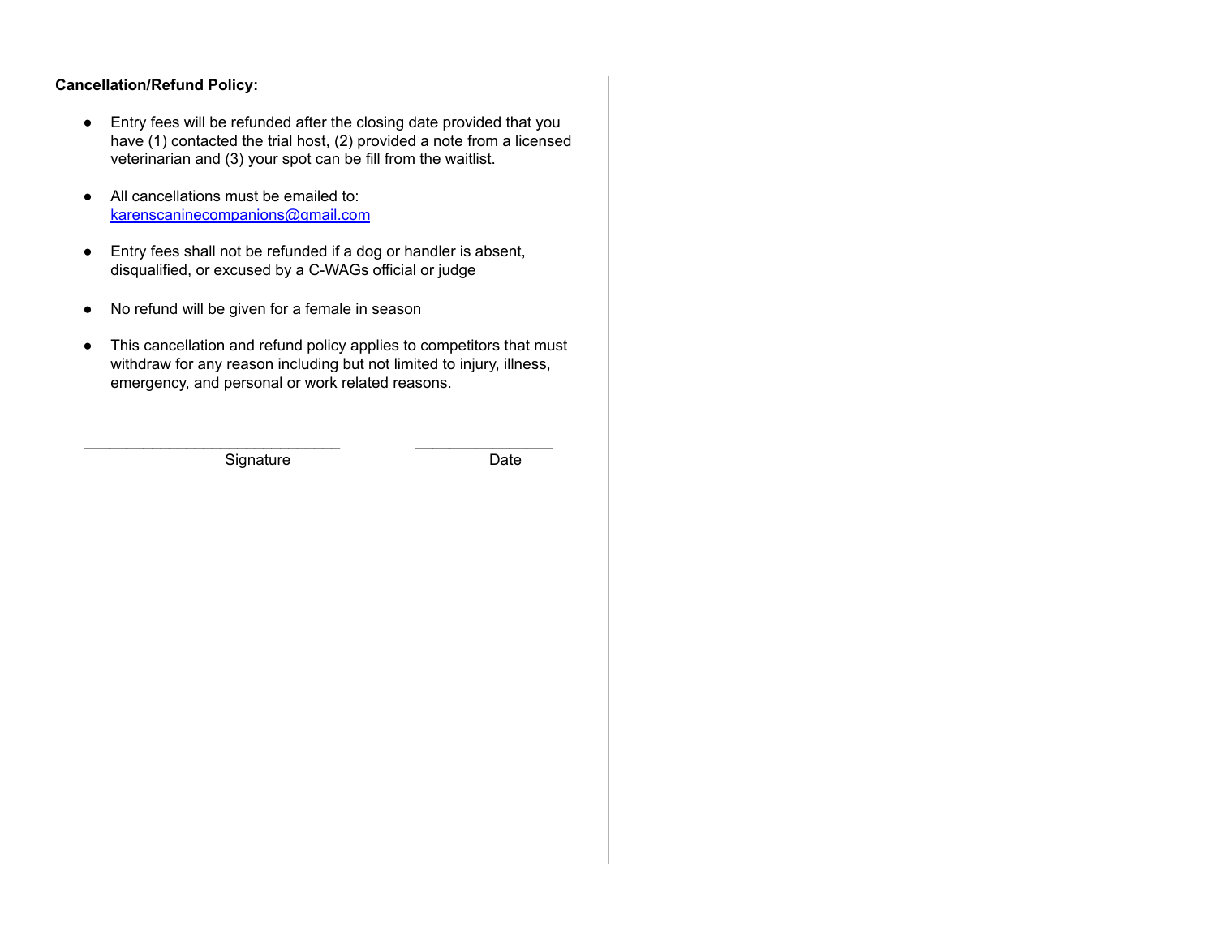**Cancellation/Refund Policy:**

- Entry fees will be refunded after the closing date provided that you have (1) contacted the trial host, (2) provided a note from a licensed veterinarian and (3) your spot can be fill from the waitlist.

- All cancellations must be emailed to: karenscaninecompanions@gmail.com

- Entry fees shall not be refunded if a dog or handler is absent, disqualified, or excused by a C-WAGs official or judge

- No refund will be given for a female in season

- This cancellation and refund policy applies to competitors that must withdraw for any reason including but not limited to injury, illness, emergency, and personal or work related reasons.

______________________________ Signature

________________ Date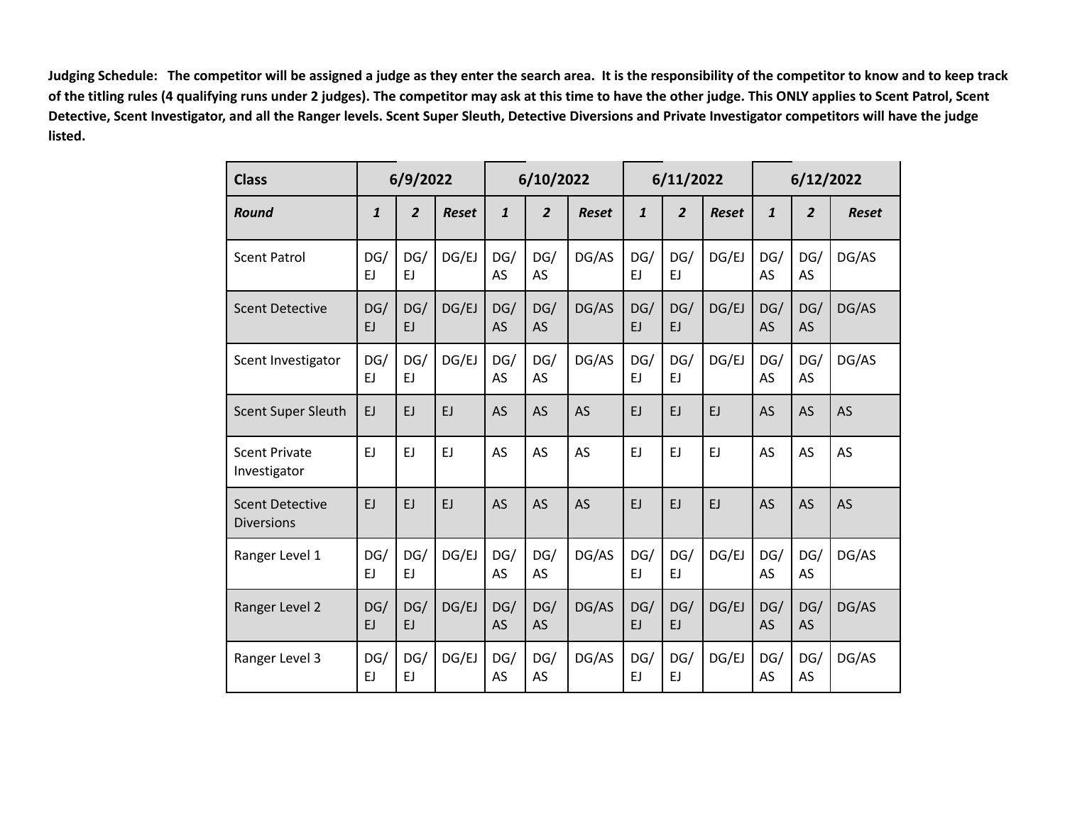**Judging Schedule: The competitor will be assigned a judge as they enter the search area. It is the responsibility of the competitor to know and to keep track of the titling rules (4 qualifying runs under 2 judges). The competitor may ask at this time to have the other judge. This ONLY applies to Scent Patrol, Scent Detective, Scent Investigator, and all the Ranger levels. Scent Super Sleuth, Detective Diversions and Private Investigator competitors will have the judge listed.**

| **Class** | **6/9/2022** | | | **6/10/2022** | | | **6/11/2022** | | | **6/12/2022** | | |
|---|---|---|---|---|---|---|---|---|---|---|---|---|
| ***Round*** | ***1*** | ***2*** | ***Reset*** | ***1*** | ***2*** | ***Reset*** | ***1*** | ***2*** | ***Reset*** | ***1*** | ***2*** | ***Reset*** |
| Scent Patrol | DG/EJ | DG/EJ | DG/EJ | DG/AS | DG/AS | DG/AS | DG/EJ | DG/EJ | DG/EJ | DG/AS | DG/AS | DG/AS |
| Scent Detective | DG/EJ | DG/EJ | DG/EJ | DG/AS | DG/AS | DG/AS | DG/EJ | DG/EJ | DG/EJ | DG/AS | DG/AS | DG/AS |
| Scent Investigator | DG/EJ | DG/EJ | DG/EJ | DG/AS | DG/AS | DG/AS | DG/EJ | DG/EJ | DG/EJ | DG/AS | DG/AS | DG/AS |
| Scent Super Sleuth | EJ | EJ | EJ | AS | AS | AS | EJ | EJ | EJ | AS | AS | AS |
| Scent Private Investigator | EJ | EJ | EJ | AS | AS | AS | EJ | EJ | EJ | AS | AS | AS |
| Scent Detective Diversions | EJ | EJ | EJ | AS | AS | AS | EJ | EJ | EJ | AS | AS | AS |
| Ranger Level 1 | DG/EJ | DG/EJ | DG/EJ | DG/AS | DG/AS | DG/AS | DG/EJ | DG/EJ | DG/EJ | DG/AS | DG/AS | DG/AS |
| Ranger Level 2 | DG/EJ | DG/EJ | DG/EJ | DG/AS | DG/AS | DG/AS | DG/EJ | DG/EJ | DG/EJ | DG/AS | DG/AS | DG/AS |
| Ranger Level 3 | DG/EJ | DG/EJ | DG/EJ | DG/AS | DG/AS | DG/AS | DG/EJ | DG/EJ | DG/EJ | DG/AS | DG/AS | DG/AS |